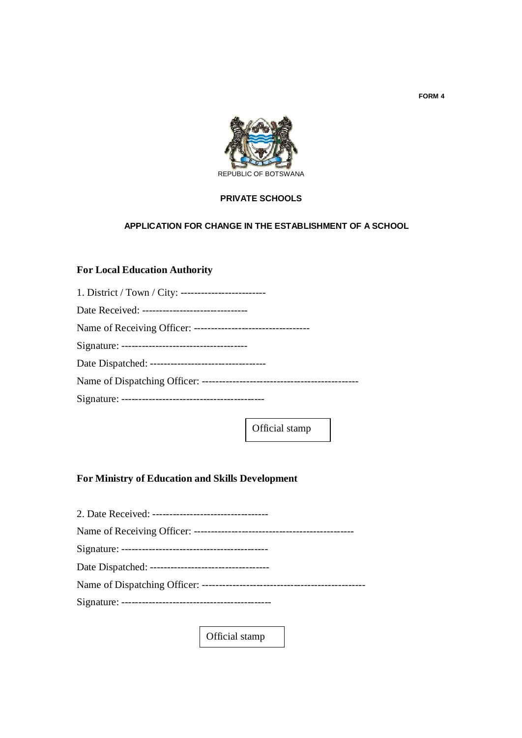FORM 4

REPUBLIC OF BOTSWANA

**PRIVATE SCHOOLS**

**APPLICATION FOR CHANGE IN THE ESTABLISHMENT OF A SCHOOL**

## For Local Education Authority

1. District / Town / City: -------------------------

Date Received: -------------------------------

Name of Receiving Officer: ---------------------------------

Signature: -------------------------------------

Date Dispatched: ----------------------------------

Name of Dispatching Officer: ---------------------------------------------

Signature: -----------------------------------------

Official stamp

## For Ministry of Education and Skills Development

2. Date Received: ----------------------------------

Name of Receiving Officer: ----------------------------------------------

Signature: -------------------------------------------

Date Dispatched: -----------------------------------

Name of Dispatching Officer: -----------------------------------------------

Signature: -------------------------------------------

Official stamp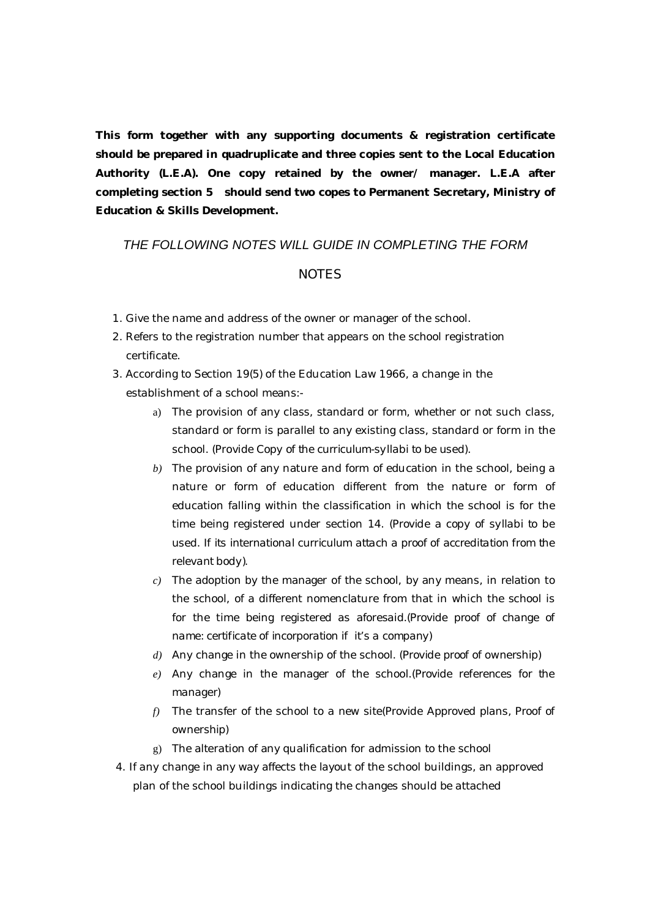**This form together with any supporting documents & registration certificate should be prepared in quadruplicate and three copies sent to the Local Education Authority (L.E.A). One copy retained by the owner/ manager. L.E.A after completing section 5 should send two copes to Permanent Secretary, Ministry of Education & Skills Development.**

*THE FOLLOWING NOTES WILL GUIDE IN COMPLETING THE FORM*

NOTES

1. Give the name and address of the owner or manager of the school.
2. Refers to the registration number that appears on the school registration certificate.
3. According to Section 19(5) of the Education Law 1966, a change in the establishment of a school means:-
    a) The provision of any class, standard or form, whether or not such class, standard or form is parallel to any existing class, standard or form in the school. (Provide Copy of the curriculum-syllabi to be used).
    b) The provision of any nature and form of education in the school, being a nature or form of education different from the nature or form of education falling within the classification in which the school is for the time being registered under section 14. (Provide a copy of syllabi to be used. If its international curriculum attach a proof of accreditation from the relevant body).
    c) The adoption by the manager of the school, by any means, in relation to the school, of a different nomenclature from that in which the school is for the time being registered as aforesaid.(Provide proof of change of name: certificate of incorporation if it's a company)
    d) Any change in the ownership of the school. (Provide proof of ownership)
    e) Any change in the manager of the school.(Provide references for the manager)
    f) The transfer of the school to a new site(Provide Approved plans, Proof of ownership)
    g) The alteration of any qualification for admission to the school
4. If any change in any way affects the layout of the school buildings, an approved plan of the school buildings indicating the changes should be attached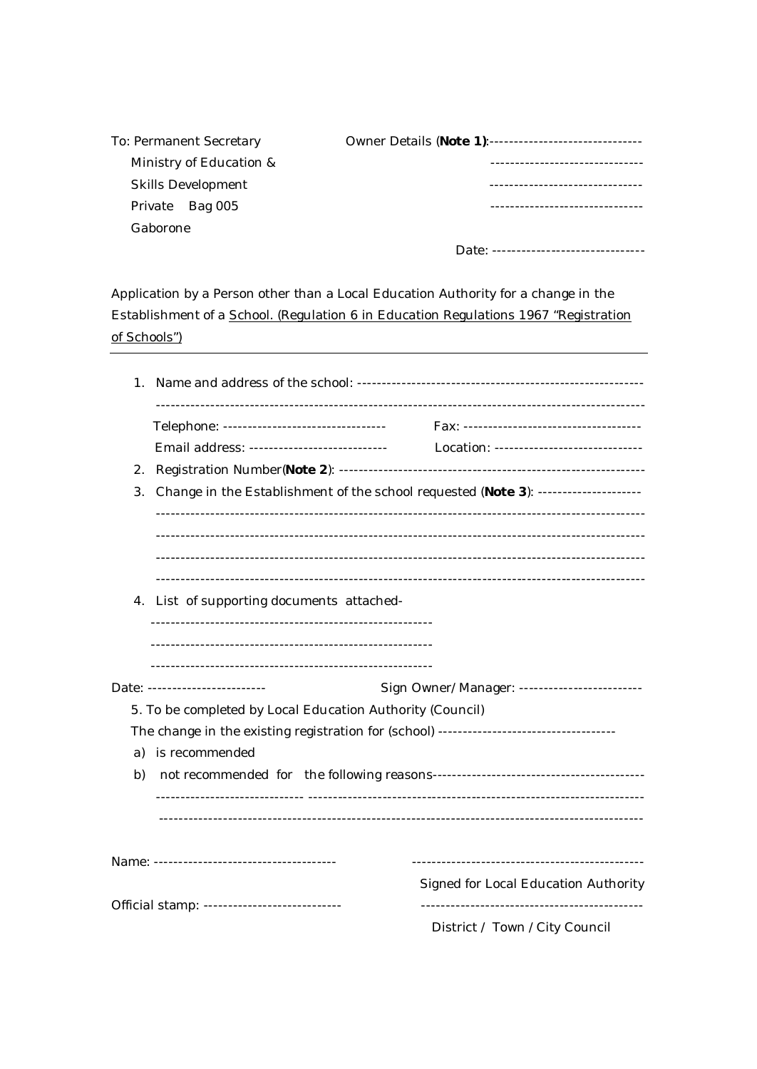To: Permanent Secretary
Ministry of Education &
Skills Development
Private Bag 005
Gaborone

Owner Details (**Note 1**):-------------------------------
-------------------------------
-------------------------------
-------------------------------

Date: -------------------------------

Application by a Person other than a Local Education Authority for a change in the Establishment of a School. (Regulation 6 in Education Regulations 1967 "Registration of Schools")

---

1. Name and address of the school: ---------------------------------------------------------
   -----------------------------------------------------------------------------------------------
   Telephone: ---------------------------------   Fax: -----------------------------------
   Email address: ---------------------------   Location: -----------------------------
2. Registration Number(**Note 2**): -------------------------------------------------------------
3. Change in the Establishment of the school requested (**Note 3**): ---------------------
   -----------------------------------------------------------------------------------------------
   -----------------------------------------------------------------------------------------------
   -----------------------------------------------------------------------------------------------
   -----------------------------------------------------------------------------------------------
4. List of supporting documents attached-
   -------------------------------------------------------
   -------------------------------------------------------
   -------------------------------------------------------

Date: ------------------------   Sign Owner/ Manager: ------------------------

5. To be completed by Local Education Authority (Council)

The change in the existing registration for (school) -----------------------------------

a) is recommended
b) not recommended for the following reasons------------------------------------------
   -----------------------------------------------------------------------------------------------
   -----------------------------------------------------------------------------------------------

Name: ------------------------------------   ---------------------------------------------

Signed for Local Education Authority

Official stamp: ----------------------------   --------------------------------------------

District / Town / City Council